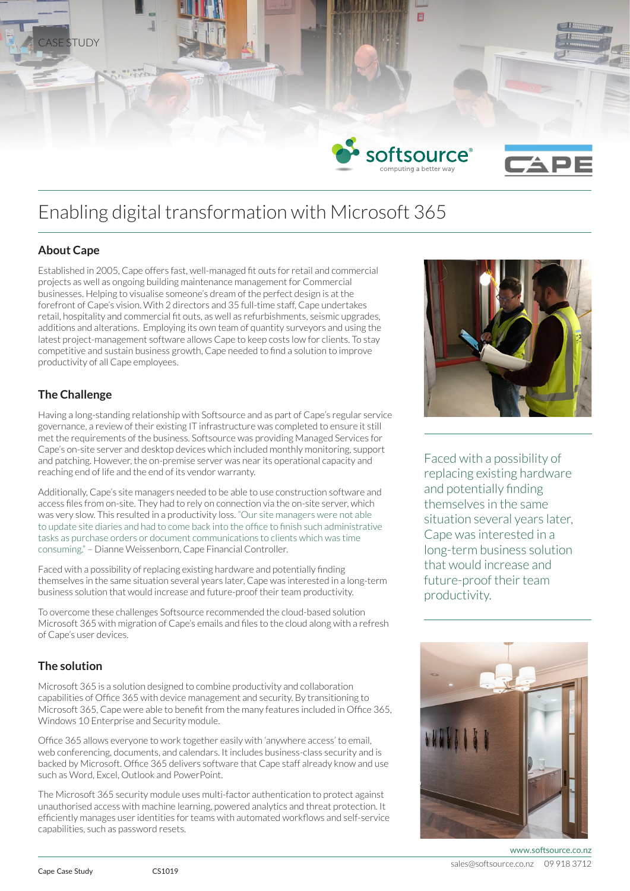CASE STUDY

# Enabling digital transformation with Microsoft 365

## About Cape

Established in 2005, Cape offers fast, well-managed fit outs for retail and commercial projects as well as ongoing building maintenance management for Commercial businesses. Helping to visualise someone's dream of the perfect design is at the forefront of Cape's vision. With 2 directors and 35 full-time staff, Cape undertakes retail, hospitality and commercial fit outs, as well as refurbishments, seismic upgrades, additions and alterations. Employing its own team of quantity surveyors and using the latest project-management software allows Cape to keep costs low for clients. To stay competitive and sustain business growth, Cape needed to find a solution to improve productivity of all Cape employees.

## The Challenge

Having a long-standing relationship with Softsource and as part of Cape's regular service governance, a review of their existing IT infrastructure was completed to ensure it still met the requirements of the business. Softsource was providing Managed Services for Cape's on-site server and desktop devices which included monthly monitoring, support and patching. However, the on-premise server was near its operational capacity and reaching end of life and the end of its vendor warranty.

Additionally, Cape's site managers needed to be able to use construction software and access files from on-site. They had to rely on connection via the on-site server, which was very slow. This resulted in a productivity loss. "Our site managers were not able to update site diaries and had to come back into the office to finish such administrative tasks as purchase orders or document communications to clients which was time consuming." – Dianne Weissenborn, Cape Financial Controller.

Faced with a possibility of replacing existing hardware and potentially finding themselves in the same situation several years later, Cape was interested in a long-term business solution that would increase and future-proof their team productivity.

To overcome these challenges Softsource recommended the cloud-based solution Microsoft 365 with migration of Cape's emails and files to the cloud along with a refresh of Cape's user devices.

## The solution

Microsoft 365 is a solution designed to combine productivity and collaboration capabilities of Office 365 with device management and security. By transitioning to Microsoft 365, Cape were able to benefit from the many features included in Office 365, Windows 10 Enterprise and Security module.

Office 365 allows everyone to work together easily with 'anywhere access' to email, web conferencing, documents, and calendars. It includes business-class security and is backed by Microsoft. Office 365 delivers software that Cape staff already know and use such as Word, Excel, Outlook and PowerPoint.

The Microsoft 365 security module uses multi-factor authentication to protect against unauthorised access with machine learning, powered analytics and threat protection. It efficiently manages user identities for teams with automated workflows and self-service capabilities, such as password resets.

> Faced with a possibility of replacing existing hardware and potentially finding themselves in the same situation several years later, Cape was interested in a long-term business solution that would increase and future-proof their team productivity.

www.softsource.co.nz
sales@softsource.co.nz 09 918 3712

Cape Case Study CS1019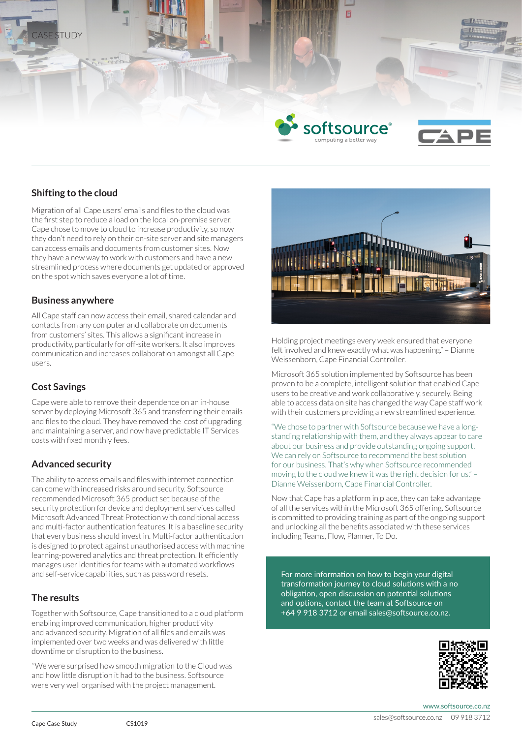CASE STUDY

## Shifting to the cloud

Migration of all Cape users' emails and files to the cloud was the first step to reduce a load on the local on-premise server. Cape chose to move to cloud to increase productivity, so now they don't need to rely on their on-site server and site managers can access emails and documents from customer sites. Now they have a new way to work with customers and have a new streamlined process where documents get updated or approved on the spot which saves everyone a lot of time.

## Business anywhere

All Cape staff can now access their email, shared calendar and contacts from any computer and collaborate on documents from customers' sites. This allows a significant increase in productivity, particularly for off-site workers. It also improves communication and increases collaboration amongst all Cape users.

## Cost Savings

Cape were able to remove their dependence on an in-house server by deploying Microsoft 365 and transferring their emails and files to the cloud. They have removed the cost of upgrading and maintaining a server, and now have predictable IT Services costs with fixed monthly fees.

## Advanced security

The ability to access emails and files with internet connection can come with increased risks around security. Softsource recommended Microsoft 365 product set because of the security protection for device and deployment services called Microsoft Advanced Threat Protection with conditional access and multi-factor authentication features. It is a baseline security that every business should invest in. Multi-factor authentication is designed to protect against unauthorised access with machine learning-powered analytics and threat protection. It efficiently manages user identities for teams with automated workflows and self-service capabilities, such as password resets.

## The results

Together with Softsource, Cape transitioned to a cloud platform enabling improved communication, higher productivity and advanced security. Migration of all files and emails was implemented over two weeks and was delivered with little downtime or disruption to the business.

"We were surprised how smooth migration to the Cloud was and how little disruption it had to the business. Softsource were very well organised with the project management. Holding project meetings every week ensured that everyone felt involved and knew exactly what was happening." – Dianne Weissenborn, Cape Financial Controller.

Microsoft 365 solution implemented by Softsource has been proven to be a complete, intelligent solution that enabled Cape users to be creative and work collaboratively, securely. Being able to access data on site has changed the way Cape staff work with their customers providing a new streamlined experience.

"We chose to partner with Softsource because we have a long-standing relationship with them, and they always appear to care about our business and provide outstanding ongoing support. We can rely on Softsource to recommend the best solution for our business. That's why when Softsource recommended moving to the cloud we knew it was the right decision for us." – Dianne Weissenborn, Cape Financial Controller.

Now that Cape has a platform in place, they can take advantage of all the services within the Microsoft 365 offering. Softsource is committed to providing training as part of the ongoing support and unlocking all the benefits associated with these services including Teams, Flow, Planner, To Do.

For more information on how to begin your digital transformation journey to cloud solutions with a no obligation, open discussion on potential solutions and options, contact the team at Softsource on +64 9 918 3712 or email sales@softsource.co.nz.

www.softsource.co.nz

sales@softsource.co.nz 09 918 3712

Cape Case Study CS1019